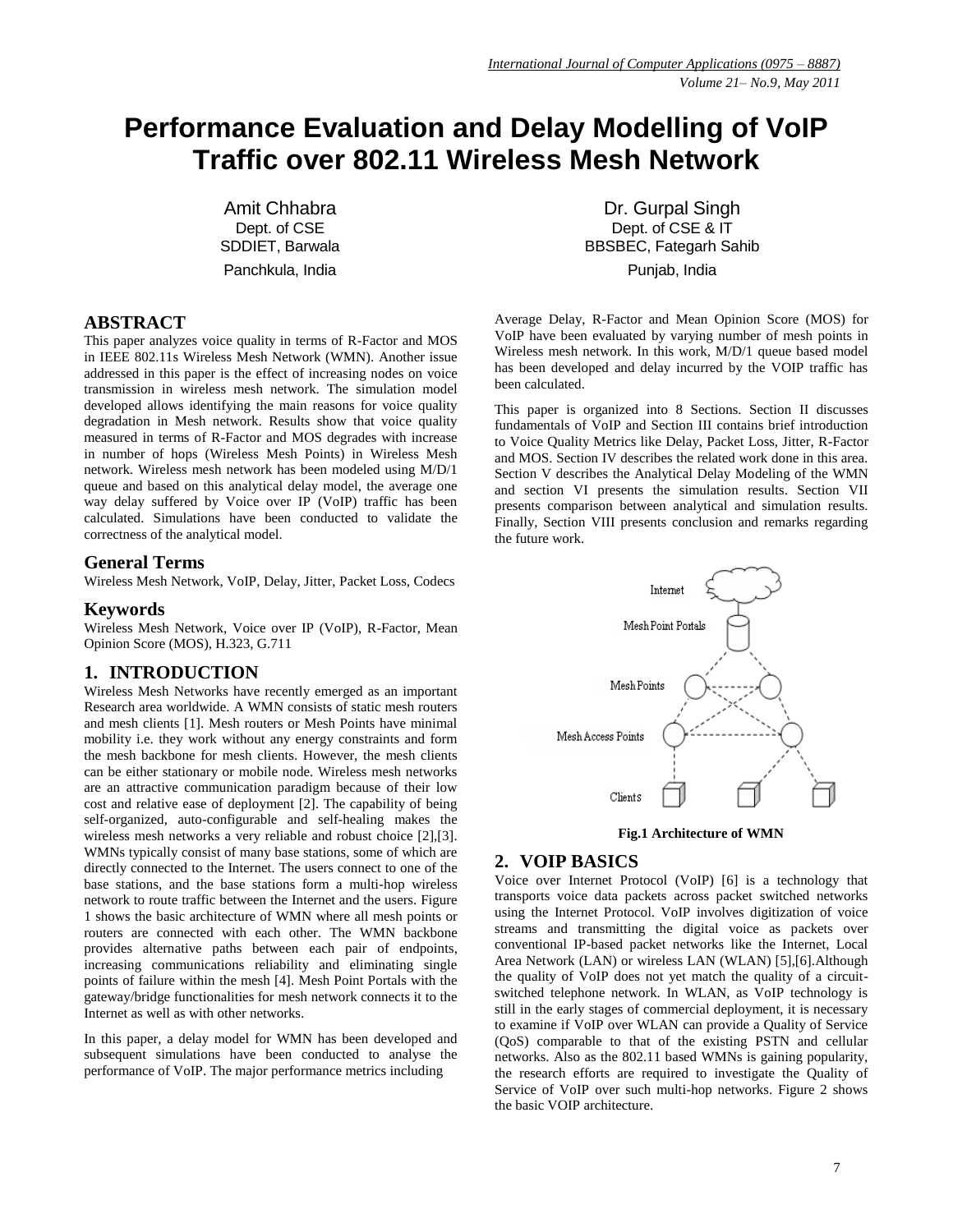# Performance Evaluation and Delay Modelling of VoIP Traffic over 802.11 Wireless Mesh Network

Amit Chhabra
Dept. of CSE
SDDIET, Barwala
Panchkula, India

Dr. Gurpal Singh
Dept. of CSE & IT
BBSBEC, Fategarh Sahib
Punjab, India

## ABSTRACT

This paper analyzes voice quality in terms of R-Factor and MOS in IEEE 802.11s Wireless Mesh Network (WMN). Another issue addressed in this paper is the effect of increasing nodes on voice transmission in wireless mesh network. The simulation model developed allows identifying the main reasons for voice quality degradation in Mesh network. Results show that voice quality measured in terms of R-Factor and MOS degrades with increase in number of hops (Wireless Mesh Points) in Wireless Mesh network. Wireless mesh network has been modeled using M/D/1 queue and based on this analytical delay model, the average one way delay suffered by Voice over IP (VoIP) traffic has been calculated. Simulations have been conducted to validate the correctness of the analytical model.

## General Terms

Wireless Mesh Network, VoIP, Delay, Jitter, Packet Loss, Codecs

## Keywords

Wireless Mesh Network, Voice over IP (VoIP), R-Factor, Mean Opinion Score (MOS), H.323, G.711

## 1. INTRODUCTION

Wireless Mesh Networks have recently emerged as an important Research area worldwide. A WMN consists of static mesh routers and mesh clients [1]. Mesh routers or Mesh Points have minimal mobility i.e. they work without any energy constraints and form the mesh backbone for mesh clients. However, the mesh clients can be either stationary or mobile node. Wireless mesh networks are an attractive communication paradigm because of their low cost and relative ease of deployment [2]. The capability of being self-organized, auto-configurable and self-healing makes the wireless mesh networks a very reliable and robust choice [2],[3]. WMNs typically consist of many base stations, some of which are directly connected to the Internet. The users connect to one of the base stations, and the base stations form a multi-hop wireless network to route traffic between the Internet and the users. Figure 1 shows the basic architecture of WMN where all mesh points or routers are connected with each other. The WMN backbone provides alternative paths between each pair of endpoints, increasing communications reliability and eliminating single points of failure within the mesh [4]. Mesh Point Portals with the gateway/bridge functionalities for mesh network connects it to the Internet as well as with other networks.

In this paper, a delay model for WMN has been developed and subsequent simulations have been conducted to analyse the performance of VoIP. The major performance metrics including Average Delay, R-Factor and Mean Opinion Score (MOS) for VoIP have been evaluated by varying number of mesh points in Wireless mesh network. In this work, M/D/1 queue based model has been developed and delay incurred by the VOIP traffic has been calculated.

This paper is organized into 8 Sections. Section II discusses fundamentals of VoIP and Section III contains brief introduction to Voice Quality Metrics like Delay, Packet Loss, Jitter, R-Factor and MOS. Section IV describes the related work done in this area. Section V describes the Analytical Delay Modeling of the WMN and section VI presents the simulation results. Section VII presents comparison between analytical and simulation results. Finally, Section VIII presents conclusion and remarks regarding the future work.

**Fig.1 Architecture of WMN**

## 2. VOIP BASICS

Voice over Internet Protocol (VoIP) [6] is a technology that transports voice data packets across packet switched networks using the Internet Protocol. VoIP involves digitization of voice streams and transmitting the digital voice as packets over conventional IP-based packet networks like the Internet, Local Area Network (LAN) or wireless LAN (WLAN) [5],[6].Although the quality of VoIP does not yet match the quality of a circuit-switched telephone network. In WLAN, as VoIP technology is still in the early stages of commercial deployment, it is necessary to examine if VoIP over WLAN can provide a Quality of Service (QoS) comparable to that of the existing PSTN and cellular networks. Also as the 802.11 based WMNs is gaining popularity, the research efforts are required to investigate the Quality of Service of VoIP over such multi-hop networks. Figure 2 shows the basic VOIP architecture.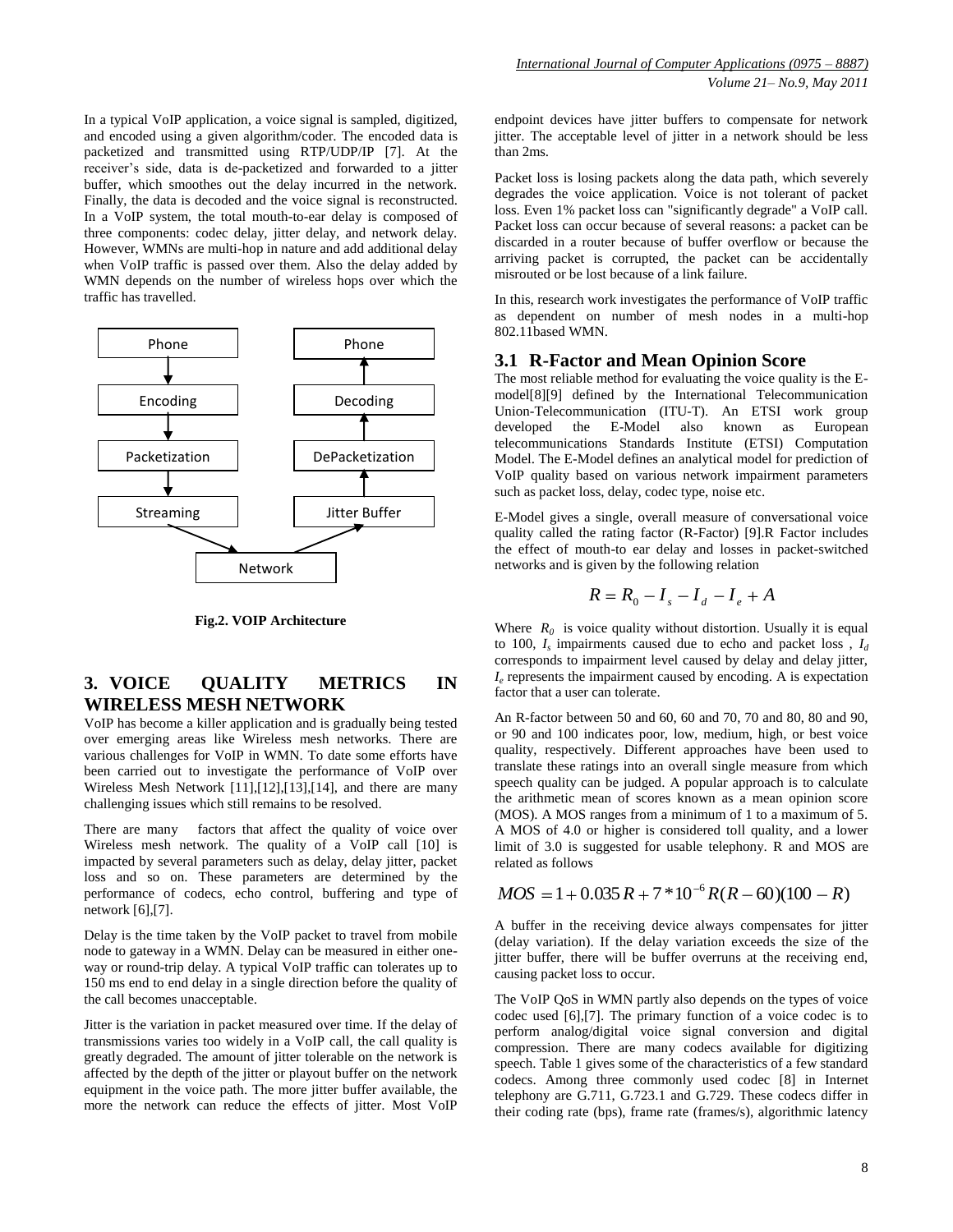In a typical VoIP application, a voice signal is sampled, digitized, and encoded using a given algorithm/coder. The encoded data is packetized and transmitted using RTP/UDP/IP [7]. At the receiver's side, data is de-packetized and forwarded to a jitter buffer, which smoothes out the delay incurred in the network. Finally, the data is decoded and the voice signal is reconstructed. In a VoIP system, the total mouth-to-ear delay is composed of three components: codec delay, jitter delay, and network delay. However, WMNs are multi-hop in nature and add additional delay when VoIP traffic is passed over them. Also the delay added by WMN depends on the number of wireless hops over which the traffic has travelled.

Phone → Encoding → Packetization → Streaming → Network → Jitter Buffer → DePacketization → Decoding → Phone

**Fig.2. VOIP Architecture**

## 3. VOICE QUALITY METRICS IN WIRELESS MESH NETWORK

VoIP has become a killer application and is gradually being tested over emerging areas like Wireless mesh networks. There are various challenges for VoIP in WMN. To date some efforts have been carried out to investigate the performance of VoIP over Wireless Mesh Network [11],[12],[13],[14], and there are many challenging issues which still remains to be resolved.

There are many factors that affect the quality of voice over Wireless mesh network. The quality of a VoIP call [10] is impacted by several parameters such as delay, delay jitter, packet loss and so on. These parameters are determined by the performance of codecs, echo control, buffering and type of network [6],[7].

Delay is the time taken by the VoIP packet to travel from mobile node to gateway in a WMN. Delay can be measured in either one-way or round-trip delay. A typical VoIP traffic can tolerates up to 150 ms end to end delay in a single direction before the quality of the call becomes unacceptable.

Jitter is the variation in packet measured over time. If the delay of transmissions varies too widely in a VoIP call, the call quality is greatly degraded. The amount of jitter tolerable on the network is affected by the depth of the jitter or playout buffer on the network equipment in the voice path. The more jitter buffer available, the more the network can reduce the effects of jitter. Most VoIP endpoint devices have jitter buffers to compensate for network jitter. The acceptable level of jitter in a network should be less than 2ms.

Packet loss is losing packets along the data path, which severely degrades the voice application. Voice is not tolerant of packet loss. Even 1% packet loss can "significantly degrade" a VoIP call. Packet loss can occur because of several reasons: a packet can be discarded in a router because of buffer overflow or because the arriving packet is corrupted, the packet can be accidentally misrouted or be lost because of a link failure.

In this, research work investigates the performance of VoIP traffic as dependent on number of mesh nodes in a multi-hop 802.11based WMN.

### 3.1 R-Factor and Mean Opinion Score

The most reliable method for evaluating the voice quality is the E-model[8][9] defined by the International Telecommunication Union-Telecommunication (ITU-T). An ETSI work group developed the E-Model also known as European telecommunications Standards Institute (ETSI) Computation Model. The E-Model defines an analytical model for prediction of VoIP quality based on various network impairment parameters such as packet loss, delay, codec type, noise etc.

E-Model gives a single, overall measure of conversational voice quality called the rating factor (R-Factor) [9].R Factor includes the effect of mouth-to ear delay and losses in packet-switched networks and is given by the following relation

$$R = R_0 - I_s - I_d - I_e + A$$

Where $R_0$ is voice quality without distortion. Usually it is equal to 100, $I_s$ impairments caused due to echo and packet loss , $I_d$ corresponds to impairment level caused by delay and delay jitter, $I_e$ represents the impairment caused by encoding. A is expectation factor that a user can tolerate.

An R-factor between 50 and 60, 60 and 70, 70 and 80, 80 and 90, or 90 and 100 indicates poor, low, medium, high, or best voice quality, respectively. Different approaches have been used to translate these ratings into an overall single measure from which speech quality can be judged. A popular approach is to calculate the arithmetic mean of scores known as a mean opinion score (MOS). A MOS ranges from a minimum of 1 to a maximum of 5. A MOS of 4.0 or higher is considered toll quality, and a lower limit of 3.0 is suggested for usable telephony. R and MOS are related as follows

$$MOS = 1 + 0.035R + 7*10^{-6}R(R-60)(100-R)$$

A buffer in the receiving device always compensates for jitter (delay variation). If the delay variation exceeds the size of the jitter buffer, there will be buffer overruns at the receiving end, causing packet loss to occur.

The VoIP QoS in WMN partly also depends on the types of voice codec used [6],[7]. The primary function of a voice codec is to perform analog/digital voice signal conversion and digital compression. There are many codecs available for digitizing speech. Table 1 gives some of the characteristics of a few standard codecs. Among three commonly used codec [8] in Internet telephony are G.711, G.723.1 and G.729. These codecs differ in their coding rate (bps), frame rate (frames/s), algorithmic latency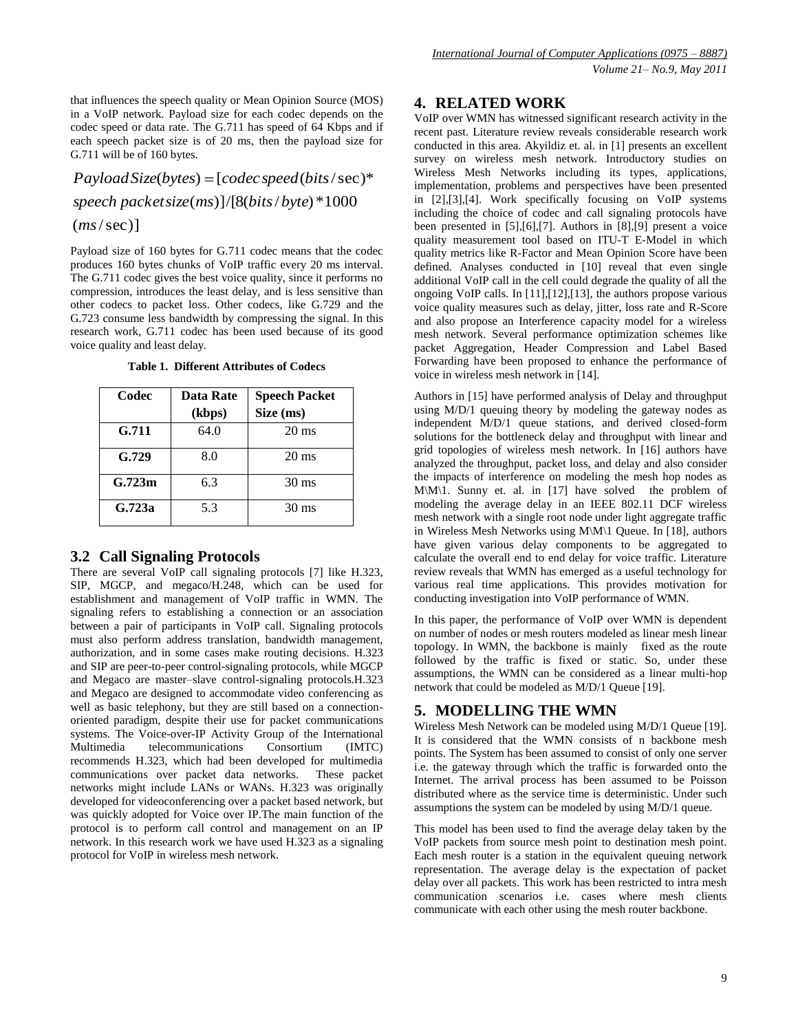that influences the speech quality or Mean Opinion Source (MOS) in a VoIP network. Payload size for each codec depends on the codec speed or data rate. The G.711 has speed of 64 Kbps and if each speech packet size is of 20 ms, then the payload size for G.711 will be of 160 bytes.

$$PayloadSize(bytes) = [codec\,speed(bits/\sec)* speech\,packetsize(ms)]/[8(bits/byte)*1000 (ms/\sec)]$$

Payload size of 160 bytes for G.711 codec means that the codec produces 160 bytes chunks of VoIP traffic every 20 ms interval. The G.711 codec gives the best voice quality, since it performs no compression, introduces the least delay, and is less sensitive than other codecs to packet loss. Other codecs, like G.729 and the G.723 consume less bandwidth by compressing the signal. In this research work, G.711 codec has been used because of its good voice quality and least delay.

**Table 1. Different Attributes of Codecs**

| Codec | Data Rate (kbps) | Speech Packet Size (ms) |
|---|---|---|
| **G.711** | 64.0 | 20 ms |
| **G.729** | 8.0 | 20 ms |
| **G.723m** | 6.3 | 30 ms |
| **G.723a** | 5.3 | 30 ms |

## 3.2 Call Signaling Protocols

There are several VoIP call signaling protocols [7] like H.323, SIP, MGCP, and megaco/H.248, which can be used for establishment and management of VoIP traffic in WMN. The signaling refers to establishing a connection or an association between a pair of participants in VoIP call. Signaling protocols must also perform address translation, bandwidth management, authorization, and in some cases make routing decisions. H.323 and SIP are peer-to-peer control-signaling protocols, while MGCP and Megaco are master–slave control-signaling protocols.H.323 and Megaco are designed to accommodate video conferencing as well as basic telephony, but they are still based on a connection-oriented paradigm, despite their use for packet communications systems. The Voice-over-IP Activity Group of the International Multimedia telecommunications Consortium (IMTC) recommends H.323, which had been developed for multimedia communications over packet data networks. These packet networks might include LANs or WANs. H.323 was originally developed for videoconferencing over a packet based network, but was quickly adopted for Voice over IP.The main function of the protocol is to perform call control and management on an IP network. In this research work we have used H.323 as a signaling protocol for VoIP in wireless mesh network.

# 4. RELATED WORK

VoIP over WMN has witnessed significant research activity in the recent past. Literature review reveals considerable research work conducted in this area. Akyildiz et. al. in [1] presents an excellent survey on wireless mesh network. Introductory studies on Wireless Mesh Networks including its types, applications, implementation, problems and perspectives have been presented in [2],[3],[4]. Work specifically focusing on VoIP systems including the choice of codec and call signaling protocols have been presented in [5],[6],[7]. Authors in [8],[9] present a voice quality measurement tool based on ITU-T E-Model in which quality metrics like R-Factor and Mean Opinion Score have been defined. Analyses conducted in [10] reveal that even single additional VoIP call in the cell could degrade the quality of all the ongoing VoIP calls. In [11],[12],[13], the authors propose various voice quality measures such as delay, jitter, loss rate and R-Score and also propose an Interference capacity model for a wireless mesh network. Several performance optimization schemes like packet Aggregation, Header Compression and Label Based Forwarding have been proposed to enhance the performance of voice in wireless mesh network in [14].

Authors in [15] have performed analysis of Delay and throughput using M/D/1 queuing theory by modeling the gateway nodes as independent M/D/1 queue stations, and derived closed-form solutions for the bottleneck delay and throughput with linear and grid topologies of wireless mesh network. In [16] authors have analyzed the throughput, packet loss, and delay and also consider the impacts of interference on modeling the mesh hop nodes as M\M\1. Sunny et. al. in [17] have solved the problem of modeling the average delay in an IEEE 802.11 DCF wireless mesh network with a single root node under light aggregate traffic in Wireless Mesh Networks using M\M\1 Queue. In [18], authors have given various delay components to be aggregated to calculate the overall end to end delay for voice traffic. Literature review reveals that WMN has emerged as a useful technology for various real time applications. This provides motivation for conducting investigation into VoIP performance of WMN.

In this paper, the performance of VoIP over WMN is dependent on number of nodes or mesh routers modeled as linear mesh linear topology. In WMN, the backbone is mainly fixed as the route followed by the traffic is fixed or static. So, under these assumptions, the WMN can be considered as a linear multi-hop network that could be modeled as M/D/1 Queue [19].

# 5. MODELLING THE WMN

Wireless Mesh Network can be modeled using M/D/1 Queue [19]. It is considered that the WMN consists of n backbone mesh points. The System has been assumed to consist of only one server i.e. the gateway through which the traffic is forwarded onto the Internet. The arrival process has been assumed to be Poisson distributed where as the service time is deterministic. Under such assumptions the system can be modeled by using M/D/1 queue.

This model has been used to find the average delay taken by the VoIP packets from source mesh point to destination mesh point. Each mesh router is a station in the equivalent queuing network representation. The average delay is the expectation of packet delay over all packets. This work has been restricted to intra mesh communication scenarios i.e. cases where mesh clients communicate with each other using the mesh router backbone.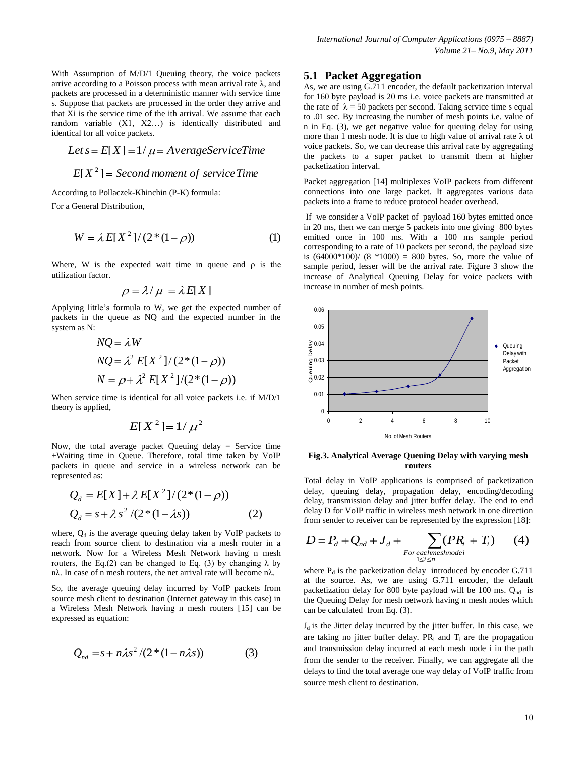With Assumption of M/D/1 Queuing theory, the voice packets arrive according to a Poisson process with mean arrival rate λ, and packets are processed in a deterministic manner with service time s. Suppose that packets are processed in the order they arrive and that Xi is the service time of the ith arrival. We assume that each random variable (X1, X2…) is identically distributed and identical for all voice packets.

$$Let\ s = E[X] = 1/\mu = Average Service Time$$

$$E[X^2] = Second\ moment\ of\ service Time$$

According to Pollaczek-Khinchin (P-K) formula:

For a General Distribution,

$$W = \lambda E[X^2]/(2*(1-\rho)) \qquad (1)$$

Where, W is the expected wait time in queue and ρ is the utilization factor.

$$\rho = \lambda/\mu = \lambda E[X]$$

Applying little's formula to W, we get the expected number of packets in the queue as NQ and the expected number in the system as N:

$$NQ = \lambda W$$

$$NQ = \lambda^2 E[X^2]/(2*(1-\rho))$$

$$N = \rho + \lambda^2 E[X^2]/(2*(1-\rho))$$

When service time is identical for all voice packets i.e. if M/D/1 theory is applied,

$$E[X^2] = 1/\mu^2$$

Now, the total average packet Queuing delay = Service time +Waiting time in Queue. Therefore, total time taken by VoIP packets in queue and service in a wireless network can be represented as:

$$Q_d = E[X] + \lambda E[X^2]/(2*(1-\rho))$$

$$Q_d = s + \lambda s^2/(2*(1-\lambda s)) \qquad (2)$$

where, $Q_d$ is the average queuing delay taken by VoIP packets to reach from source client to destination via a mesh router in a network. Now for a Wireless Mesh Network having n mesh routers, the Eq.(2) can be changed to Eq. (3) by changing λ by nλ. In case of n mesh routers, the net arrival rate will become nλ.

So, the average queuing delay incurred by VoIP packets from source mesh client to destination (Internet gateway in this case) in a Wireless Mesh Network having n mesh routers [15] can be expressed as equation:

$$Q_{nd} = s + n\lambda s^2/(2*(1-n\lambda s)) \qquad (3)$$

## 5.1 Packet Aggregation

As, we are using G.711 encoder, the default packetization interval for 160 byte payload is 20 ms i.e. voice packets are transmitted at the rate of λ = 50 packets per second. Taking service time s equal to .01 sec. By increasing the number of mesh points i.e. value of n in Eq. (3), we get negative value for queuing delay for using more than 1 mesh node. It is due to high value of arrival rate λ of voice packets. So, we can decrease this arrival rate by aggregating the packets to a super packet to transmit them at higher packetization interval.

Packet aggregation [14] multiplexes VoIP packets from different connections into one large packet. It aggregates various data packets into a frame to reduce protocol header overhead.

If we consider a VoIP packet of payload 160 bytes emitted once in 20 ms, then we can merge 5 packets into one giving 800 bytes emitted once in 100 ms. With a 100 ms sample period corresponding to a rate of 10 packets per second, the payload size is (64000*100)/ (8 *1000) = 800 bytes. So, more the value of sample period, lesser will be the arrival rate. Figure 3 show the increase of Analytical Queuing Delay for voice packets with increase in number of mesh points.

Fig.3. Analytical Average Queuing Delay with varying mesh routers

Total delay in VoIP applications is comprised of packetization delay, queuing delay, propagation delay, encoding/decoding delay, transmission delay and jitter buffer delay. The end to end delay D for VoIP traffic in wireless mesh network in one direction from sender to receiver can be represented by the expression [18]:

$$D = P_d + Q_{nd} + J_d + \sum_{\substack{For\ each\ mesh\ node\ i \\ 1 \le i \le n}} (PR_i + T_i) \qquad (4)$$

where $P_d$ is the packetization delay introduced by encoder G.711 at the source. As, we are using G.711 encoder, the default packetization delay for 800 byte payload will be 100 ms. $Q_{nd}$ is the Queuing Delay for mesh network having n mesh nodes which can be calculated from Eq. (3).

$J_d$ is the Jitter delay incurred by the jitter buffer. In this case, we are taking no jitter buffer delay. $PR_i$ and $T_i$ are the propagation and transmission delay incurred at each mesh node i in the path from the sender to the receiver. Finally, we can aggregate all the delays to find the total average one way delay of VoIP traffic from source mesh client to destination.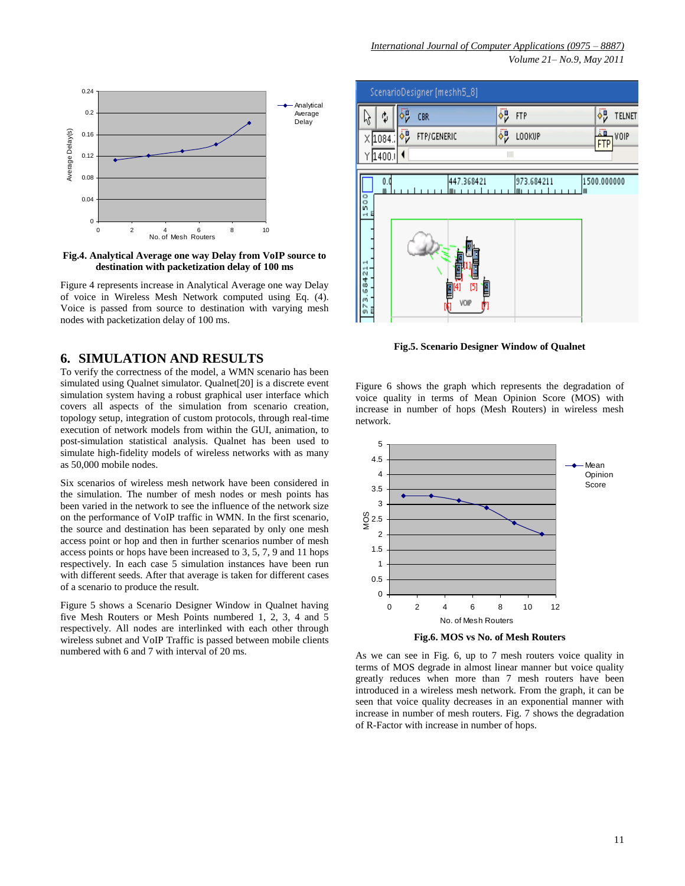**Fig.4. Analytical Average one way Delay from VoIP source to destination with packetization delay of 100 ms**

Figure 4 represents increase in Analytical Average one way Delay of voice in Wireless Mesh Network computed using Eq. (4). Voice is passed from source to destination with varying mesh nodes with packetization delay of 100 ms.

## 6. SIMULATION AND RESULTS

To verify the correctness of the model, a WMN scenario has been simulated using Qualnet simulator. Qualnet[20] is a discrete event simulation system having a robust graphical user interface which covers all aspects of the simulation from scenario creation, topology setup, integration of custom protocols, through real-time execution of network models from within the GUI, animation, to post-simulation statistical analysis. Qualnet has been used to simulate high-fidelity models of wireless networks with as many as 50,000 mobile nodes.

Six scenarios of wireless mesh network have been considered in the simulation. The number of mesh nodes or mesh points has been varied in the network to see the influence of the network size on the performance of VoIP traffic in WMN. In the first scenario, the source and destination has been separated by only one mesh access point or hop and then in further scenarios number of mesh access points or hops have been increased to 3, 5, 7, 9 and 11 hops respectively. In each case 5 simulation instances have been run with different seeds. After that average is taken for different cases of a scenario to produce the result.

Figure 5 shows a Scenario Designer Window in Qualnet having five Mesh Routers or Mesh Points numbered 1, 2, 3, 4 and 5 respectively. All nodes are interlinked with each other through wireless subnet and VoIP Traffic is passed between mobile clients numbered with 6 and 7 with interval of 20 ms.

**Fig.5. Scenario Designer Window of Qualnet**

Figure 6 shows the graph which represents the degradation of voice quality in terms of Mean Opinion Score (MOS) with increase in number of hops (Mesh Routers) in wireless mesh network.

**Fig.6. MOS vs No. of Mesh Routers**

As we can see in Fig. 6, up to 7 mesh routers voice quality in terms of MOS degrade in almost linear manner but voice quality greatly reduces when more than 7 mesh routers have been introduced in a wireless mesh network. From the graph, it can be seen that voice quality decreases in an exponential manner with increase in number of mesh routers. Fig. 7 shows the degradation of R-Factor with increase in number of hops.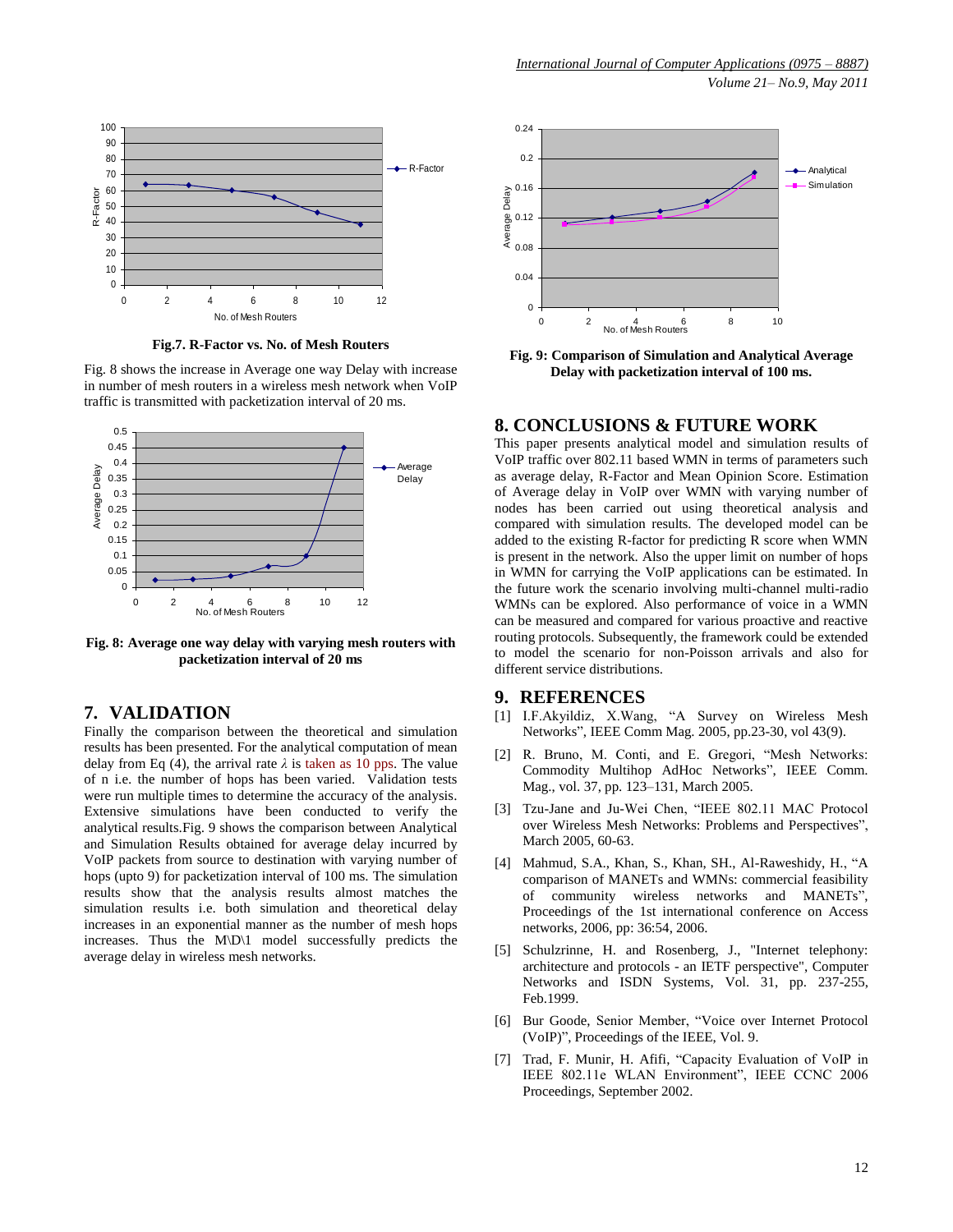Fig.7. R-Factor vs. No. of Mesh Routers

Fig. 8 shows the increase in Average one way Delay with increase in number of mesh routers in a wireless mesh network when VoIP traffic is transmitted with packetization interval of 20 ms.

**Fig. 8: Average one way delay with varying mesh routers with packetization interval of 20 ms**

## 7. VALIDATION

Finally the comparison between the theoretical and simulation results has been presented. For the analytical computation of mean delay from Eq (4), the arrival rate $\lambda$ is taken as 10 pps. The value of n i.e. the number of hops has been varied. Validation tests were run multiple times to determine the accuracy of the analysis. Extensive simulations have been conducted to verify the analytical results.Fig. 9 shows the comparison between Analytical and Simulation Results obtained for average delay incurred by VoIP packets from source to destination with varying number of hops (upto 9) for packetization interval of 100 ms. The simulation results show that the analysis results almost matches the simulation results i.e. both simulation and theoretical delay increases in an exponential manner as the number of mesh hops increases. Thus the M\D\1 model successfully predicts the average delay in wireless mesh networks.

**Fig. 9: Comparison of Simulation and Analytical Average Delay with packetization interval of 100 ms.**

## 8. CONCLUSIONS & FUTURE WORK

This paper presents analytical model and simulation results of VoIP traffic over 802.11 based WMN in terms of parameters such as average delay, R-Factor and Mean Opinion Score. Estimation of Average delay in VoIP over WMN with varying number of nodes has been carried out using theoretical analysis and compared with simulation results. The developed model can be added to the existing R-factor for predicting R score when WMN is present in the network. Also the upper limit on number of hops in WMN for carrying the VoIP applications can be estimated. In the future work the scenario involving multi-channel multi-radio WMNs can be explored. Also performance of voice in a WMN can be measured and compared for various proactive and reactive routing protocols. Subsequently, the framework could be extended to model the scenario for non-Poisson arrivals and also for different service distributions.

## 9. REFERENCES

[1] I.F.Akyildiz, X.Wang, "A Survey on Wireless Mesh Networks", IEEE Comm Mag. 2005, pp.23-30, vol 43(9).

[2] R. Bruno, M. Conti, and E. Gregori, "Mesh Networks: Commodity Multihop AdHoc Networks", IEEE Comm. Mag., vol. 37, pp. 123–131, March 2005.

[3] Tzu-Jane and Ju-Wei Chen, "IEEE 802.11 MAC Protocol over Wireless Mesh Networks: Problems and Perspectives", March 2005, 60-63.

[4] Mahmud, S.A., Khan, S., Khan, SH., Al-Raweshidy, H., "A comparison of MANETs and WMNs: commercial feasibility of community wireless networks and MANETs", Proceedings of the 1st international conference on Access networks, 2006, pp: 36:54, 2006.

[5] Schulzrinne, H. and Rosenberg, J., "Internet telephony: architecture and protocols - an IETF perspective", Computer Networks and ISDN Systems, Vol. 31, pp. 237-255, Feb.1999.

[6] Bur Goode, Senior Member, "Voice over Internet Protocol (VoIP)", Proceedings of the IEEE, Vol. 9.

[7] Trad, F. Munir, H. Afifi, "Capacity Evaluation of VoIP in IEEE 802.11e WLAN Environment", IEEE CCNC 2006 Proceedings, September 2002.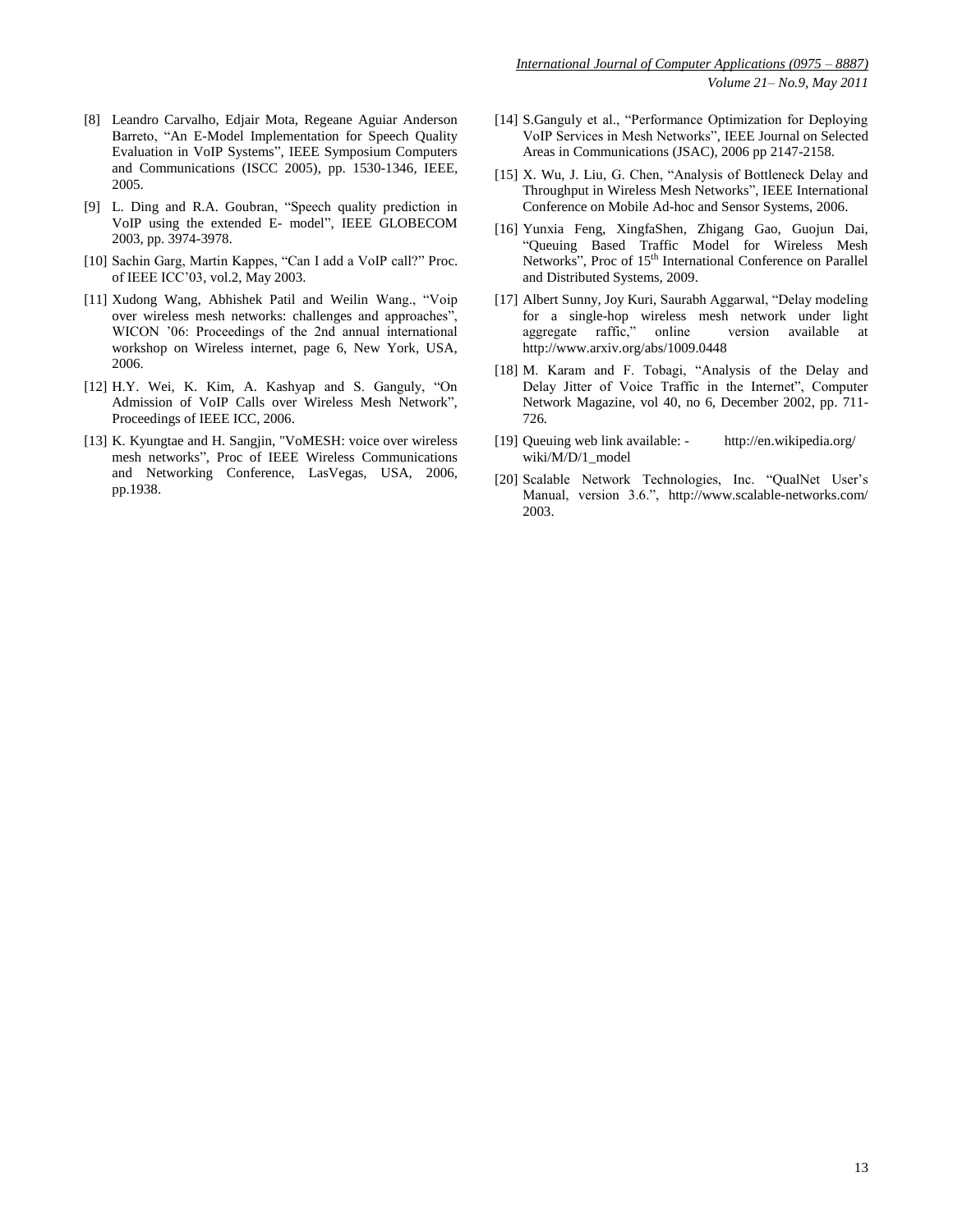[8] Leandro Carvalho, Edjair Mota, Regeane Aguiar Anderson Barreto, "An E-Model Implementation for Speech Quality Evaluation in VoIP Systems", IEEE Symposium Computers and Communications (ISCC 2005), pp. 1530-1346, IEEE, 2005.

[9] L. Ding and R.A. Goubran, "Speech quality prediction in VoIP using the extended E- model", IEEE GLOBECOM 2003, pp. 3974-3978.

[10] Sachin Garg, Martin Kappes, "Can I add a VoIP call?" Proc. of IEEE ICC'03, vol.2, May 2003.

[11] Xudong Wang, Abhishek Patil and Weilin Wang., "Voip over wireless mesh networks: challenges and approaches", WICON '06: Proceedings of the 2nd annual international workshop on Wireless internet, page 6, New York, USA, 2006.

[12] H.Y. Wei, K. Kim, A. Kashyap and S. Ganguly, "On Admission of VoIP Calls over Wireless Mesh Network", Proceedings of IEEE ICC, 2006.

[13] K. Kyungtae and H. Sangjin, "VoMESH: voice over wireless mesh networks", Proc of IEEE Wireless Communications and Networking Conference, LasVegas, USA, 2006, pp.1938.

[14] S.Ganguly et al., "Performance Optimization for Deploying VoIP Services in Mesh Networks", IEEE Journal on Selected Areas in Communications (JSAC), 2006 pp 2147-2158.

[15] X. Wu, J. Liu, G. Chen, "Analysis of Bottleneck Delay and Throughput in Wireless Mesh Networks", IEEE International Conference on Mobile Ad-hoc and Sensor Systems, 2006.

[16] Yunxia Feng, XingfaShen, Zhigang Gao, Guojun Dai, "Queuing Based Traffic Model for Wireless Mesh Networks", Proc of 15th International Conference on Parallel and Distributed Systems, 2009.

[17] Albert Sunny, Joy Kuri, Saurabh Aggarwal, "Delay modeling for a single-hop wireless mesh network under light aggregate raffic," online version available at http://www.arxiv.org/abs/1009.0448

[18] M. Karam and F. Tobagi, "Analysis of the Delay and Delay Jitter of Voice Traffic in the Internet", Computer Network Magazine, vol 40, no 6, December 2002, pp. 711-726.

[19] Queuing web link available: - http://en.wikipedia.org/wiki/M/D/1_model

[20] Scalable Network Technologies, Inc. "QualNet User's Manual, version 3.6.", http://www.scalable-networks.com/ 2003.